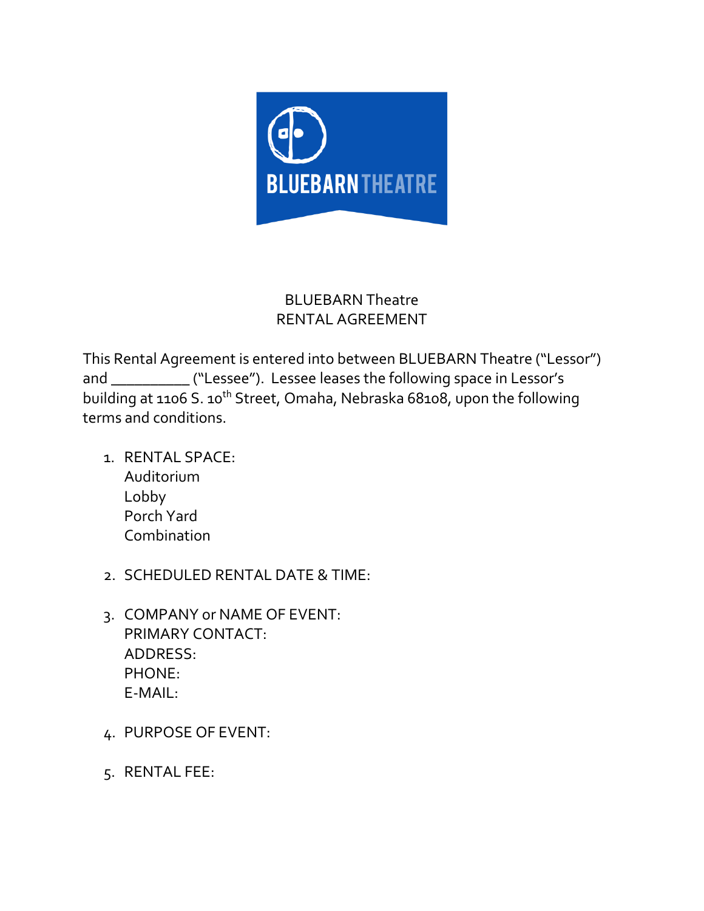BLUEBARN THEATRE

# BLUEBARN Theatre
# RENTAL AGREEMENT

This Rental Agreement is entered into between BLUEBARN Theatre ("Lessor") and __________ ("Lessee"). Lessee leases the following space in Lessor's building at 1106 S. 10th Street, Omaha, Nebraska 68108, upon the following terms and conditions.

1. RENTAL SPACE:
   Auditorium
   Lobby
   Porch Yard
   Combination

2. SCHEDULED RENTAL DATE & TIME:

3. COMPANY or NAME OF EVENT:
   PRIMARY CONTACT:
   ADDRESS:
   PHONE:
   E-MAIL:

4. PURPOSE OF EVENT:

5. RENTAL FEE: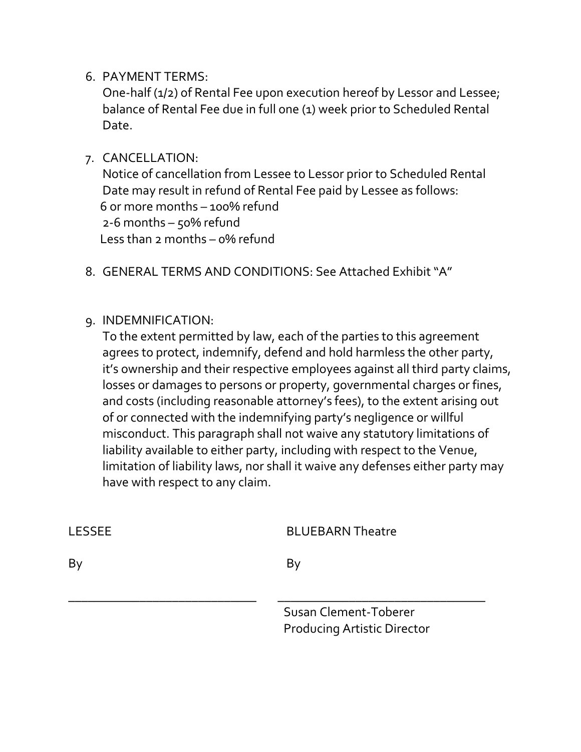6. PAYMENT TERMS:
   One-half (1/2) of Rental Fee upon execution hereof by Lessor and Lessee; balance of Rental Fee due in full one (1) week prior to Scheduled Rental Date.

7. CANCELLATION:
   Notice of cancellation from Lessee to Lessor prior to Scheduled Rental Date may result in refund of Rental Fee paid by Lessee as follows:
   6 or more months – 100% refund
   2-6 months – 50% refund
   Less than 2 months – 0% refund

8. GENERAL TERMS AND CONDITIONS: See Attached Exhibit "A"

9. INDEMNIFICATION:
   To the extent permitted by law, each of the parties to this agreement agrees to protect, indemnify, defend and hold harmless the other party, it's ownership and their respective employees against all third party claims, losses or damages to persons or property, governmental charges or fines, and costs (including reasonable attorney's fees), to the extent arising out of or connected with the indemnifying party's negligence or willful misconduct. This paragraph shall not waive any statutory limitations of liability available to either party, including with respect to the Venue, limitation of liability laws, nor shall it waive any defenses either party may have with respect to any claim.

| LESSEE | BLUEBARN Theatre |
| --- | --- |
| By | By |
| ______________________________ | ______________________________ |
| | Susan Clement-Toberer<br>Producing Artistic Director |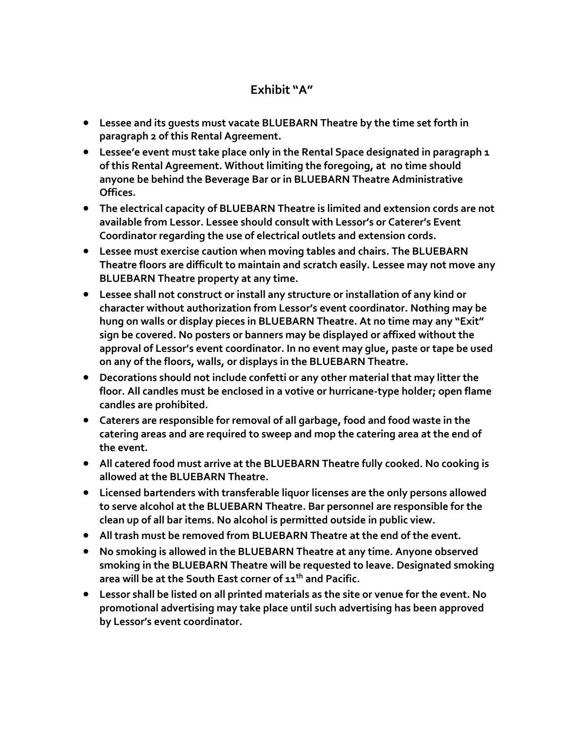## Exhibit "A"

- Lessee and its guests must vacate BLUEBARN Theatre by the time set forth in paragraph 2 of this Rental Agreement.
- Lessee'e event must take place only in the Rental Space designated in paragraph 1 of this Rental Agreement. Without limiting the foregoing, at no time should anyone be behind the Beverage Bar or in BLUEBARN Theatre Administrative Offices.
- The electrical capacity of BLUEBARN Theatre is limited and extension cords are not available from Lessor. Lessee should consult with Lessor's or Caterer's Event Coordinator regarding the use of electrical outlets and extension cords.
- Lessee must exercise caution when moving tables and chairs. The BLUEBARN Theatre floors are difficult to maintain and scratch easily. Lessee may not move any BLUEBARN Theatre property at any time.
- Lessee shall not construct or install any structure or installation of any kind or character without authorization from Lessor's event coordinator. Nothing may be hung on walls or display pieces in BLUEBARN Theatre. At no time may any "Exit" sign be covered. No posters or banners may be displayed or affixed without the approval of Lessor's event coordinator. In no event may glue, paste or tape be used on any of the floors, walls, or displays in the BLUEBARN Theatre.
- Decorations should not include confetti or any other material that may litter the floor. All candles must be enclosed in a votive or hurricane-type holder; open flame candles are prohibited.
- Caterers are responsible for removal of all garbage, food and food waste in the catering areas and are required to sweep and mop the catering area at the end of the event.
- All catered food must arrive at the BLUEBARN Theatre fully cooked. No cooking is allowed at the BLUEBARN Theatre.
- Licensed bartenders with transferable liquor licenses are the only persons allowed to serve alcohol at the BLUEBARN Theatre. Bar personnel are responsible for the clean up of all bar items. No alcohol is permitted outside in public view.
- All trash must be removed from BLUEBARN Theatre at the end of the event.
- No smoking is allowed in the BLUEBARN Theatre at any time. Anyone observed smoking in the BLUEBARN Theatre will be requested to leave. Designated smoking area will be at the South East corner of 11th and Pacific.
- Lessor shall be listed on all printed materials as the site or venue for the event. No promotional advertising may take place until such advertising has been approved by Lessor's event coordinator.